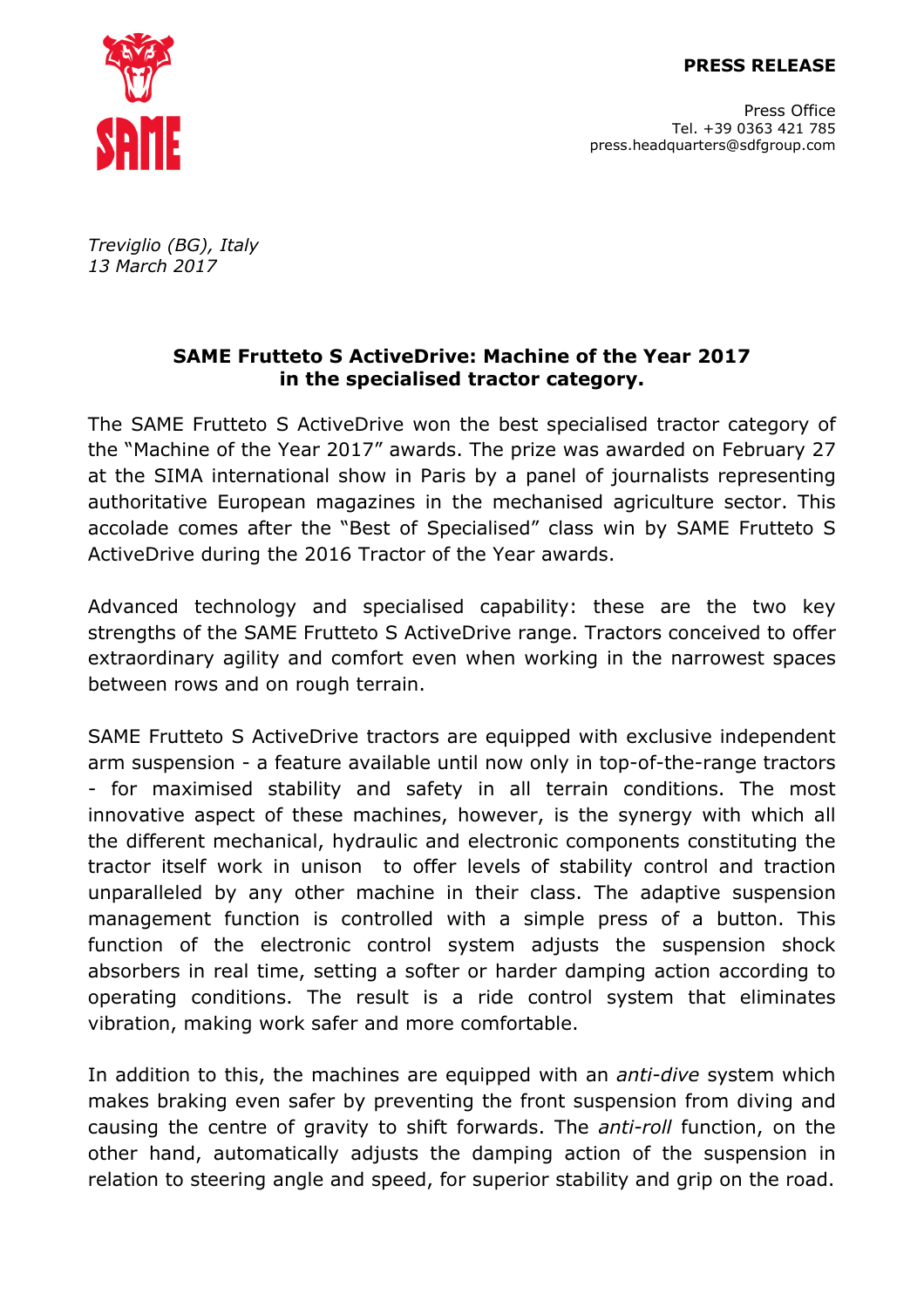**PRESS RELEASE**

Press Office
Tel. +39 0363 421 785
press.headquarters@sdfgroup.com

*Treviglio (BG), Italy*
*13 March 2017*

## SAME Frutteto S ActiveDrive: Machine of the Year 2017 in the specialised tractor category.

The SAME Frutteto S ActiveDrive won the best specialised tractor category of the "Machine of the Year 2017" awards. The prize was awarded on February 27 at the SIMA international show in Paris by a panel of journalists representing authoritative European magazines in the mechanised agriculture sector. This accolade comes after the "Best of Specialised" class win by SAME Frutteto S ActiveDrive during the 2016 Tractor of the Year awards.

Advanced technology and specialised capability: these are the two key strengths of the SAME Frutteto S ActiveDrive range. Tractors conceived to offer extraordinary agility and comfort even when working in the narrowest spaces between rows and on rough terrain.

SAME Frutteto S ActiveDrive tractors are equipped with exclusive independent arm suspension - a feature available until now only in top-of-the-range tractors - for maximised stability and safety in all terrain conditions. The most innovative aspect of these machines, however, is the synergy with which all the different mechanical, hydraulic and electronic components constituting the tractor itself work in unison to offer levels of stability control and traction unparalleled by any other machine in their class. The adaptive suspension management function is controlled with a simple press of a button. This function of the electronic control system adjusts the suspension shock absorbers in real time, setting a softer or harder damping action according to operating conditions. The result is a ride control system that eliminates vibration, making work safer and more comfortable.

In addition to this, the machines are equipped with an *anti-dive* system which makes braking even safer by preventing the front suspension from diving and causing the centre of gravity to shift forwards. The *anti-roll* function, on the other hand, automatically adjusts the damping action of the suspension in relation to steering angle and speed, for superior stability and grip on the road.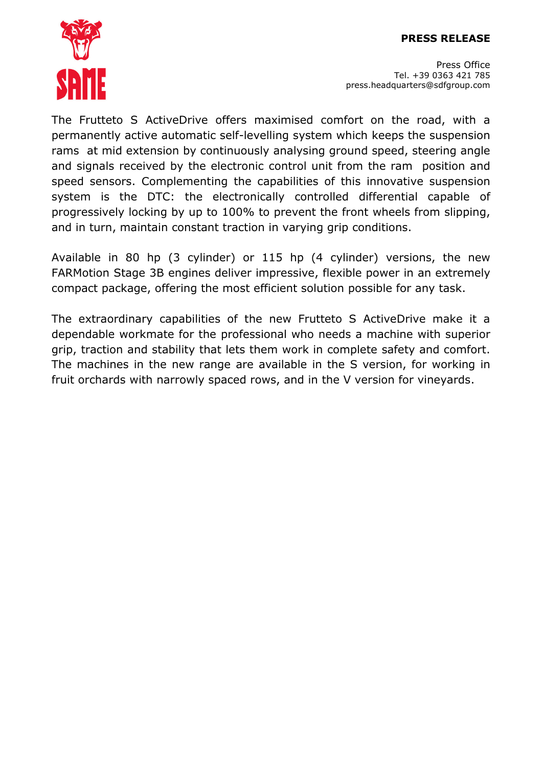The Frutteto S ActiveDrive offers maximised comfort on the road, with a permanently active automatic self-levelling system which keeps the suspension rams at mid extension by continuously analysing ground speed, steering angle and signals received by the electronic control unit from the ram position and speed sensors. Complementing the capabilities of this innovative suspension system is the DTC: the electronically controlled differential capable of progressively locking by up to 100% to prevent the front wheels from slipping, and in turn, maintain constant traction in varying grip conditions.

Available in 80 hp (3 cylinder) or 115 hp (4 cylinder) versions, the new FARMotion Stage 3B engines deliver impressive, flexible power in an extremely compact package, offering the most efficient solution possible for any task.

The extraordinary capabilities of the new Frutteto S ActiveDrive make it a dependable workmate for the professional who needs a machine with superior grip, traction and stability that lets them work in complete safety and comfort. The machines in the new range are available in the S version, for working in fruit orchards with narrowly spaced rows, and in the V version for vineyards.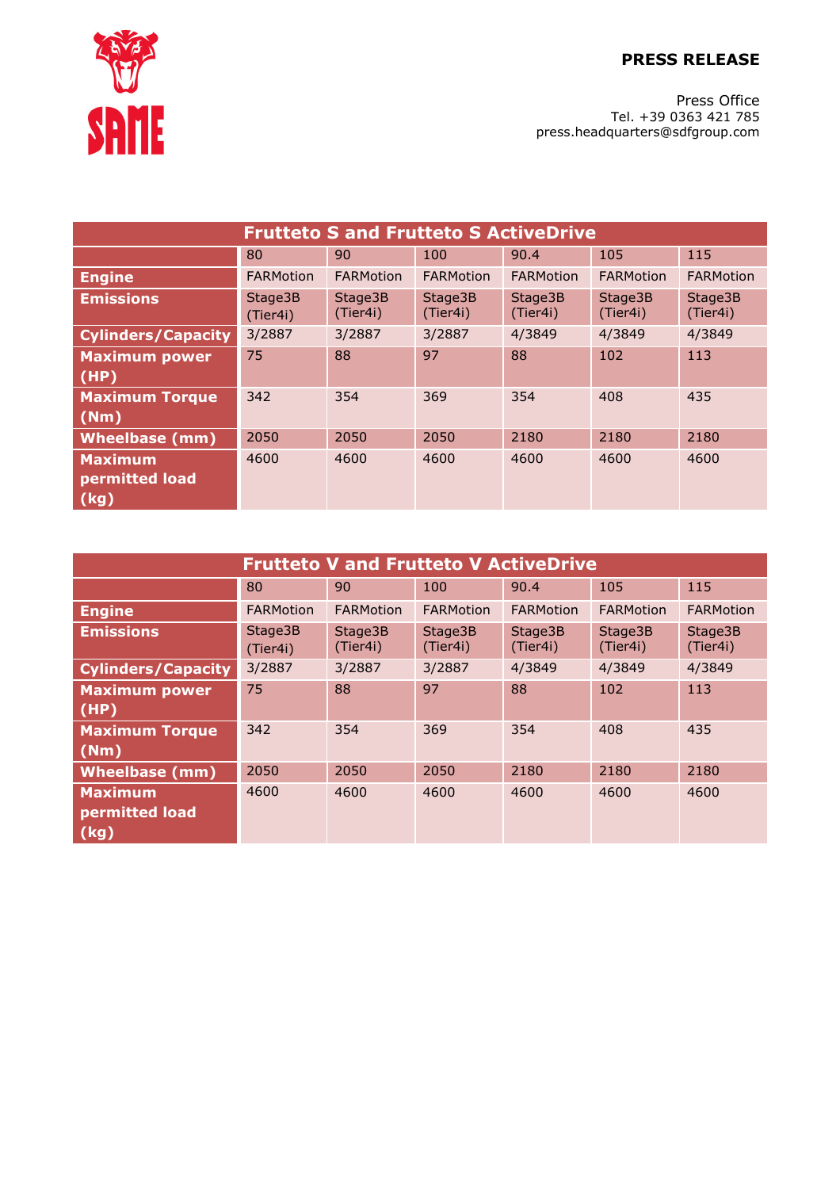**PRESS RELEASE**

Press Office
Tel. +39 0363 421 785
press.headquarters@sdfgroup.com

| Frutteto S and Frutteto S ActiveDrive | | | | | | |
|---|---|---|---|---|---|---|
| | 80 | 90 | 100 | 90.4 | 105 | 115 |
| **Engine** | FARMotion | FARMotion | FARMotion | FARMotion | FARMotion | FARMotion |
| **Emissions** | Stage3B (Tier4i) | Stage3B (Tier4i) | Stage3B (Tier4i) | Stage3B (Tier4i) | Stage3B (Tier4i) | Stage3B (Tier4i) |
| **Cylinders/Capacity** | 3/2887 | 3/2887 | 3/2887 | 4/3849 | 4/3849 | 4/3849 |
| **Maximum power (HP)** | 75 | 88 | 97 | 88 | 102 | 113 |
| **Maximum Torque (Nm)** | 342 | 354 | 369 | 354 | 408 | 435 |
| **Wheelbase (mm)** | 2050 | 2050 | 2050 | 2180 | 2180 | 2180 |
| **Maximum permitted load (kg)** | 4600 | 4600 | 4600 | 4600 | 4600 | 4600 |

| Frutteto V and Frutteto V ActiveDrive | | | | | | |
|---|---|---|---|---|---|---|
| | 80 | 90 | 100 | 90.4 | 105 | 115 |
| **Engine** | FARMotion | FARMotion | FARMotion | FARMotion | FARMotion | FARMotion |
| **Emissions** | Stage3B (Tier4i) | Stage3B (Tier4i) | Stage3B (Tier4i) | Stage3B (Tier4i) | Stage3B (Tier4i) | Stage3B (Tier4i) |
| **Cylinders/Capacity** | 3/2887 | 3/2887 | 3/2887 | 4/3849 | 4/3849 | 4/3849 |
| **Maximum power (HP)** | 75 | 88 | 97 | 88 | 102 | 113 |
| **Maximum Torque (Nm)** | 342 | 354 | 369 | 354 | 408 | 435 |
| **Wheelbase (mm)** | 2050 | 2050 | 2050 | 2180 | 2180 | 2180 |
| **Maximum permitted load (kg)** | 4600 | 4600 | 4600 | 4600 | 4600 | 4600 |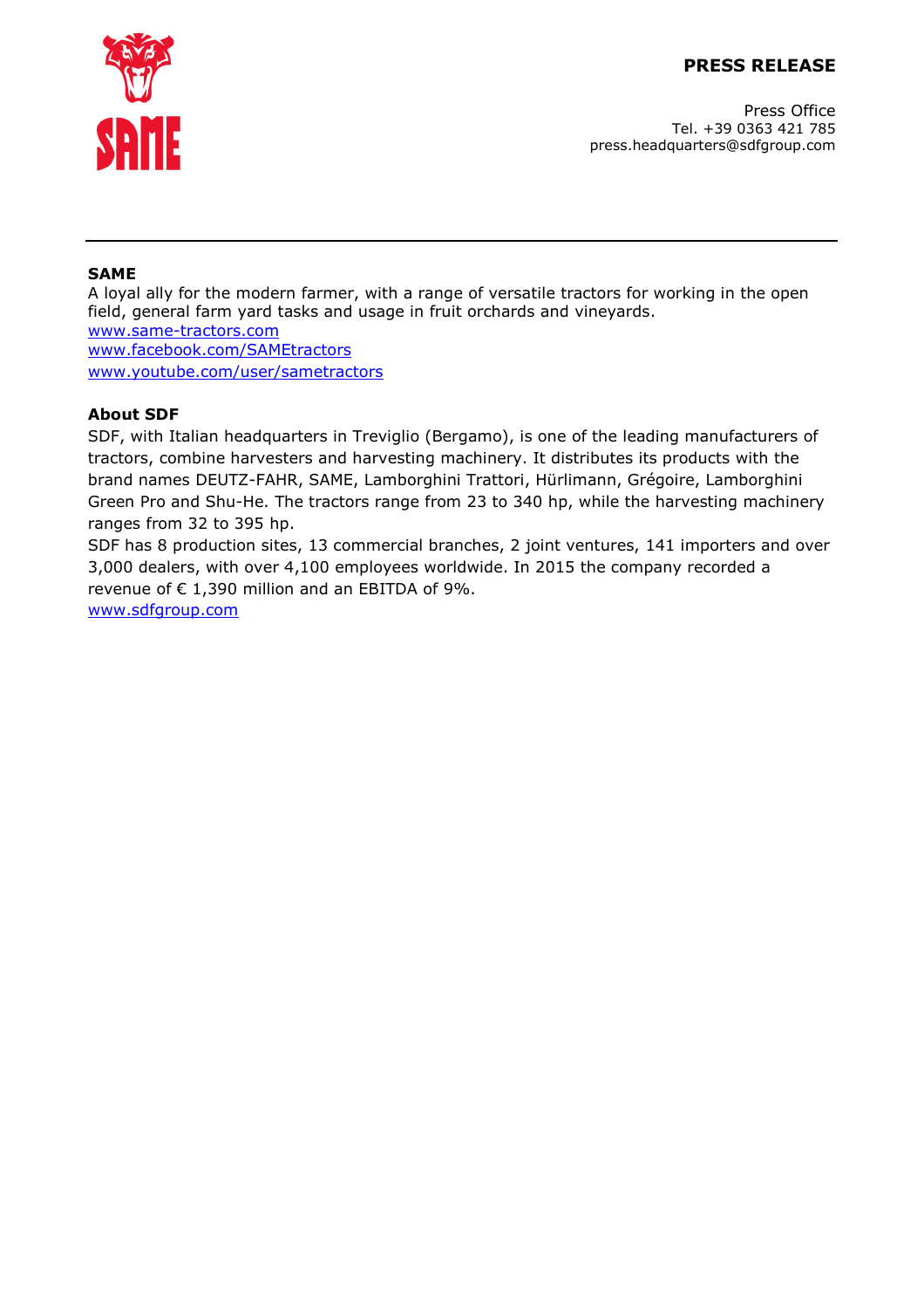**PRESS RELEASE**

Press Office
Tel. +39 0363 421 785
press.headquarters@sdfgroup.com

---

**SAME**
A loyal ally for the modern farmer, with a range of versatile tractors for working in the open field, general farm yard tasks and usage in fruit orchards and vineyards.
[www.same-tractors.com](www.same-tractors.com)
[www.facebook.com/SAMEtractors](www.facebook.com/SAMEtractors)
[www.youtube.com/user/sametractors](www.youtube.com/user/sametractors)

**About SDF**
SDF, with Italian headquarters in Treviglio (Bergamo), is one of the leading manufacturers of tractors, combine harvesters and harvesting machinery. It distributes its products with the brand names DEUTZ-FAHR, SAME, Lamborghini Trattori, Hürlimann, Grégoire, Lamborghini Green Pro and Shu-He. The tractors range from 23 to 340 hp, while the harvesting machinery ranges from 32 to 395 hp.
SDF has 8 production sites, 13 commercial branches, 2 joint ventures, 141 importers and over 3,000 dealers, with over 4,100 employees worldwide. In 2015 the company recorded a revenue of € 1,390 million and an EBITDA of 9%.
[www.sdfgroup.com](www.sdfgroup.com)